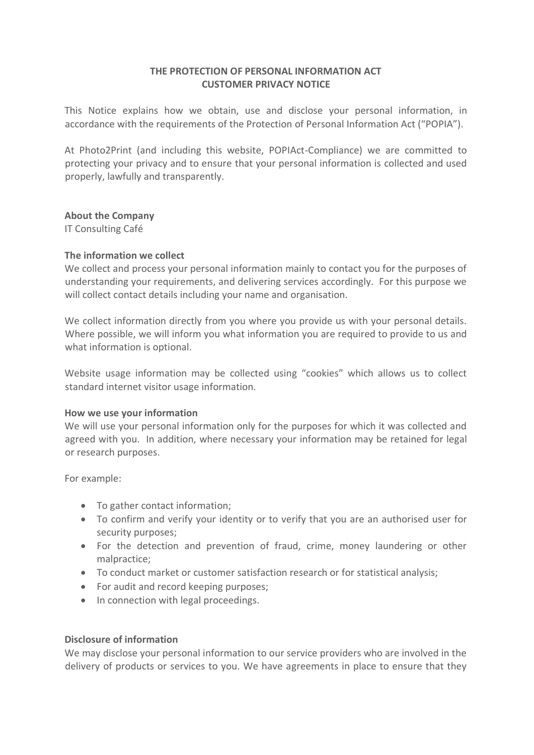**THE PROTECTION OF PERSONAL INFORMATION ACT**
**CUSTOMER PRIVACY NOTICE**

This Notice explains how we obtain, use and disclose your personal information, in accordance with the requirements of the Protection of Personal Information Act ("POPIA").

At Photo2Print (and including this website, POPIAct-Compliance) we are committed to protecting your privacy and to ensure that your personal information is collected and used properly, lawfully and transparently.

**About the Company**

IT Consulting Café

**The information we collect**

We collect and process your personal information mainly to contact you for the purposes of understanding your requirements, and delivering services accordingly. For this purpose we will collect contact details including your name and organisation.

We collect information directly from you where you provide us with your personal details. Where possible, we will inform you what information you are required to provide to us and what information is optional.

Website usage information may be collected using "cookies" which allows us to collect standard internet visitor usage information.

**How we use your information**

We will use your personal information only for the purposes for which it was collected and agreed with you. In addition, where necessary your information may be retained for legal or research purposes.

For example:

- To gather contact information;
- To confirm and verify your identity or to verify that you are an authorised user for security purposes;
- For the detection and prevention of fraud, crime, money laundering or other malpractice;
- To conduct market or customer satisfaction research or for statistical analysis;
- For audit and record keeping purposes;
- In connection with legal proceedings.

**Disclosure of information**

We may disclose your personal information to our service providers who are involved in the delivery of products or services to you. We have agreements in place to ensure that they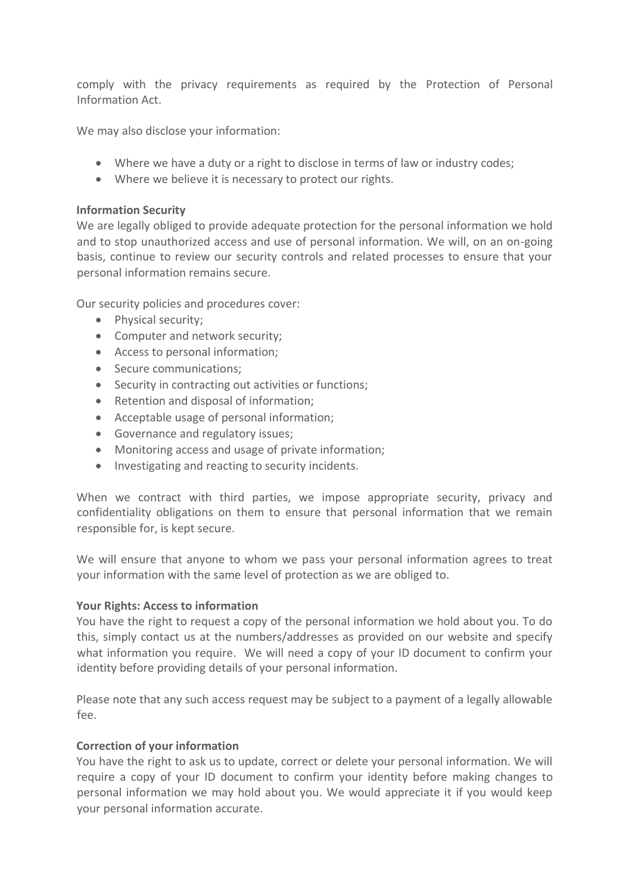comply with the privacy requirements as required by the Protection of Personal Information Act.

We may also disclose your information:

- Where we have a duty or a right to disclose in terms of law or industry codes;
- Where we believe it is necessary to protect our rights.

**Information Security**

We are legally obliged to provide adequate protection for the personal information we hold and to stop unauthorized access and use of personal information. We will, on an on-going basis, continue to review our security controls and related processes to ensure that your personal information remains secure.

Our security policies and procedures cover:

- Physical security;
- Computer and network security;
- Access to personal information;
- Secure communications;
- Security in contracting out activities or functions;
- Retention and disposal of information;
- Acceptable usage of personal information;
- Governance and regulatory issues;
- Monitoring access and usage of private information;
- Investigating and reacting to security incidents.

When we contract with third parties, we impose appropriate security, privacy and confidentiality obligations on them to ensure that personal information that we remain responsible for, is kept secure.

We will ensure that anyone to whom we pass your personal information agrees to treat your information with the same level of protection as we are obliged to.

**Your Rights: Access to information**

You have the right to request a copy of the personal information we hold about you. To do this, simply contact us at the numbers/addresses as provided on our website and specify what information you require. We will need a copy of your ID document to confirm your identity before providing details of your personal information.

Please note that any such access request may be subject to a payment of a legally allowable fee.

**Correction of your information**

You have the right to ask us to update, correct or delete your personal information. We will require a copy of your ID document to confirm your identity before making changes to personal information we may hold about you. We would appreciate it if you would keep your personal information accurate.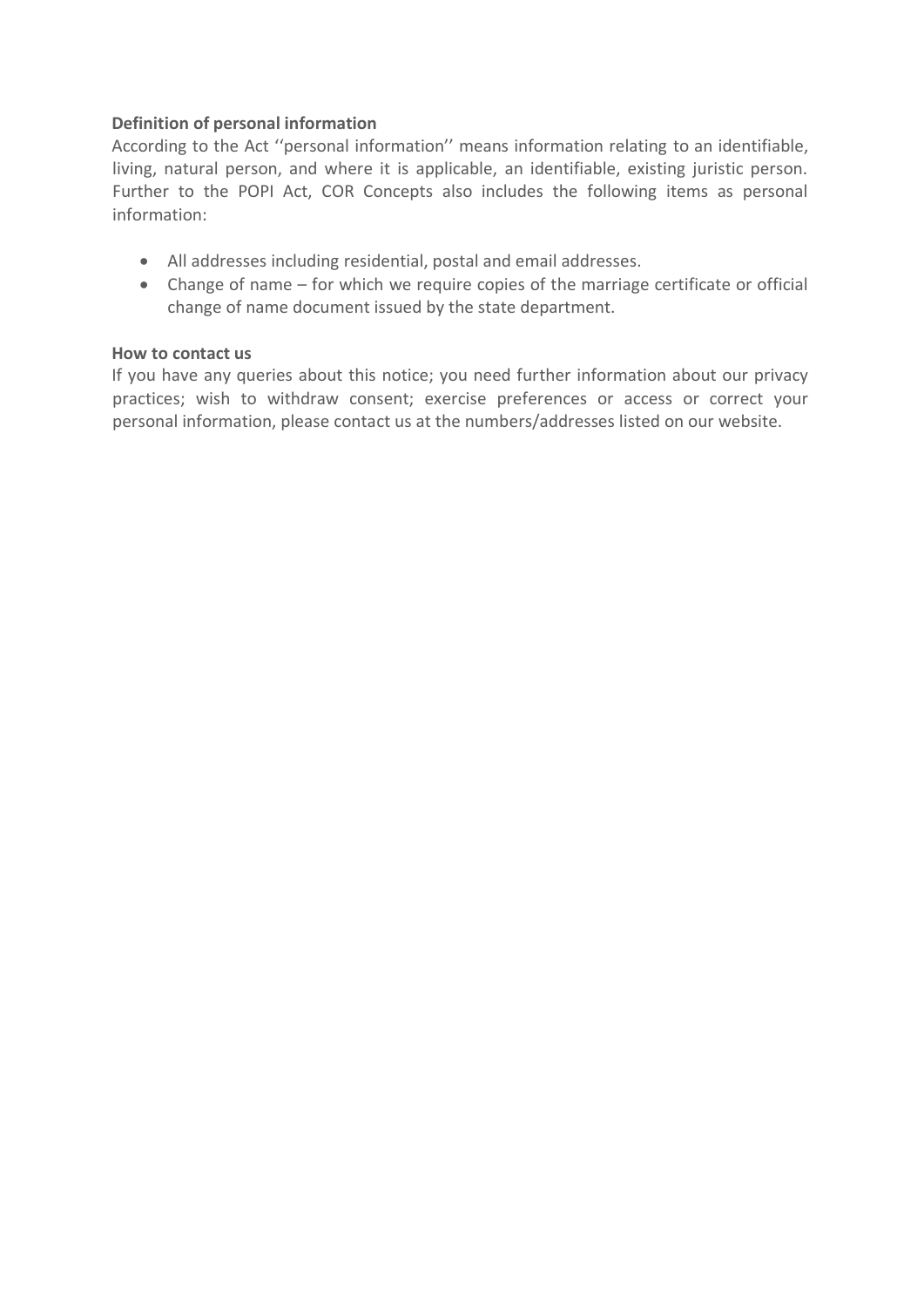**Definition of personal information**

According to the Act ''personal information'' means information relating to an identifiable, living, natural person, and where it is applicable, an identifiable, existing juristic person. Further to the POPI Act, COR Concepts also includes the following items as personal information:

- All addresses including residential, postal and email addresses.
- Change of name – for which we require copies of the marriage certificate or official change of name document issued by the state department.

**How to contact us**

If you have any queries about this notice; you need further information about our privacy practices; wish to withdraw consent; exercise preferences or access or correct your personal information, please contact us at the numbers/addresses listed on our website.